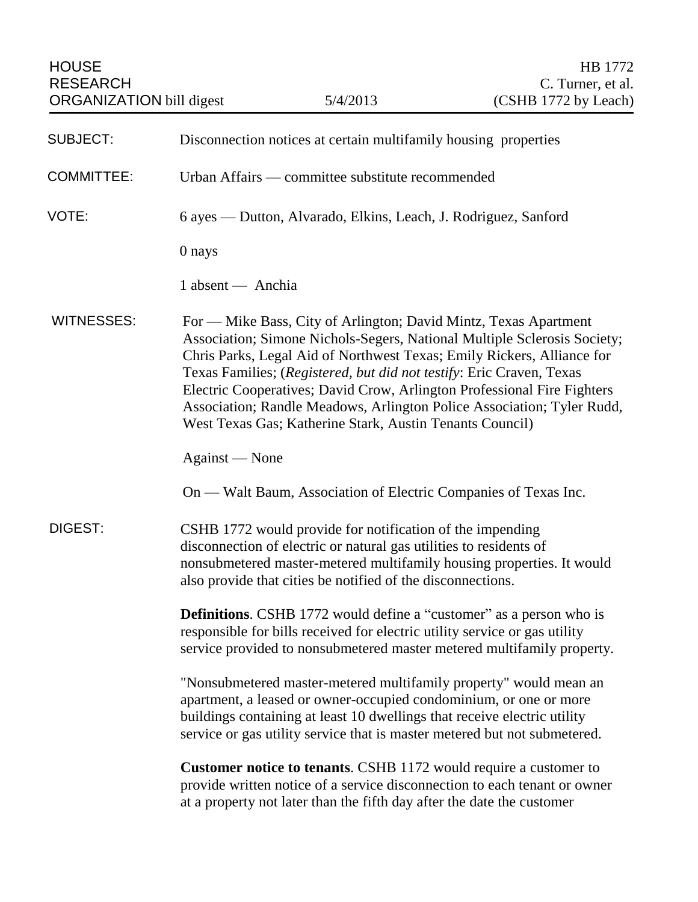HOUSE RESEARCH ORGANIZATION bill digest | 5/4/2013 | HB 1772 C. Turner, et al. (CSHB 1772 by Leach)

SUBJECT: Disconnection notices at certain multifamily housing properties

COMMITTEE: Urban Affairs — committee substitute recommended

VOTE: 6 ayes — Dutton, Alvarado, Elkins, Leach, J. Rodriguez, Sanford

0 nays

1 absent — Anchia

WITNESSES: For — Mike Bass, City of Arlington; David Mintz, Texas Apartment Association; Simone Nichols-Segers, National Multiple Sclerosis Society; Chris Parks, Legal Aid of Northwest Texas; Emily Rickers, Alliance for Texas Families; (*Registered, but did not testify*: Eric Craven, Texas Electric Cooperatives; David Crow, Arlington Professional Fire Fighters Association; Randle Meadows, Arlington Police Association; Tyler Rudd, West Texas Gas; Katherine Stark, Austin Tenants Council)

Against — None

On — Walt Baum, Association of Electric Companies of Texas Inc.

DIGEST: CSHB 1772 would provide for notification of the impending disconnection of electric or natural gas utilities to residents of nonsubmetered master-metered multifamily housing properties. It would also provide that cities be notified of the disconnections.

**Definitions**. CSHB 1772 would define a "customer" as a person who is responsible for bills received for electric utility service or gas utility service provided to nonsubmetered master metered multifamily property.

"Nonsubmetered master-metered multifamily property" would mean an apartment, a leased or owner-occupied condominium, or one or more buildings containing at least 10 dwellings that receive electric utility service or gas utility service that is master metered but not submetered.

**Customer notice to tenants**. CSHB 1172 would require a customer to provide written notice of a service disconnection to each tenant or owner at a property not later than the fifth day after the date the customer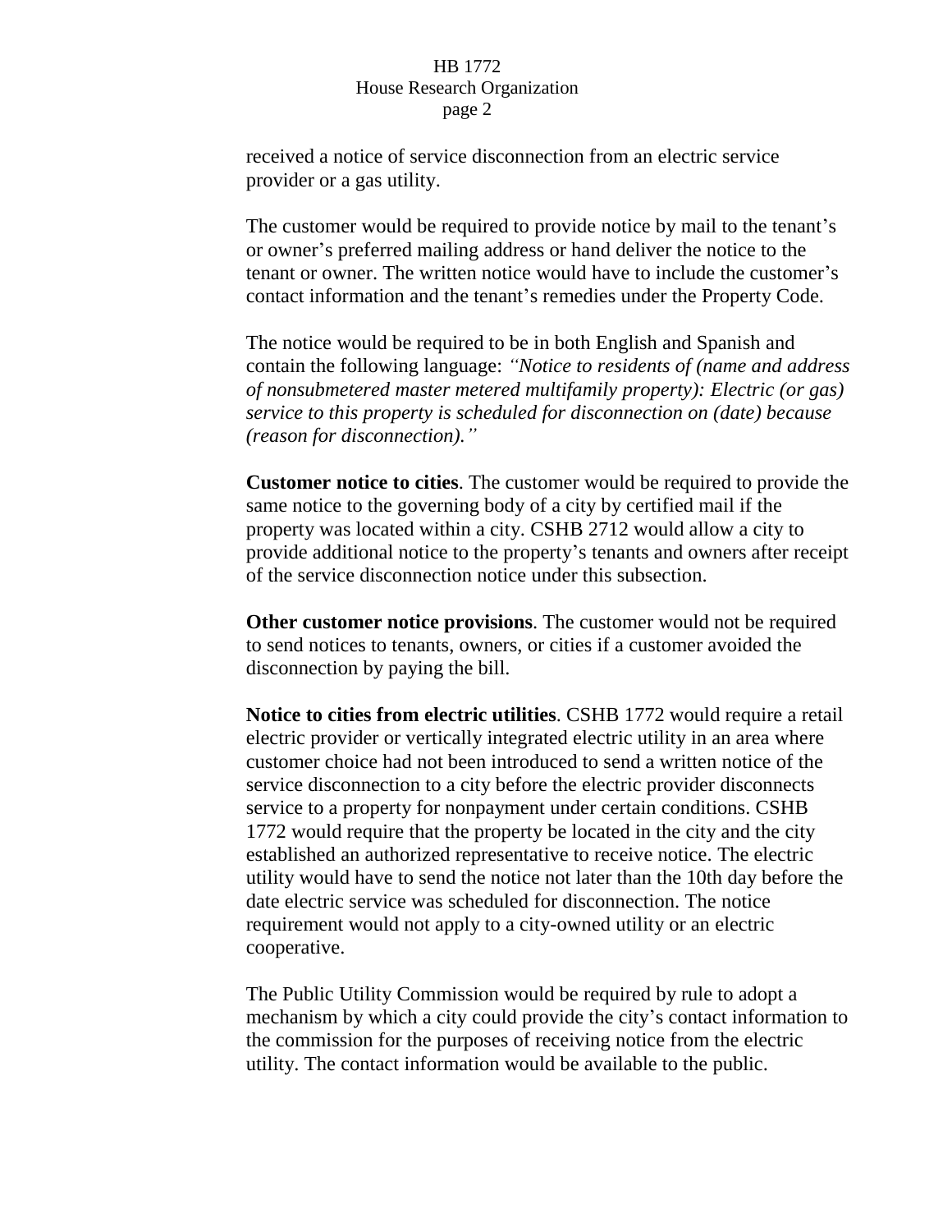received a notice of service disconnection from an electric service provider or a gas utility.

The customer would be required to provide notice by mail to the tenant's or owner's preferred mailing address or hand deliver the notice to the tenant or owner. The written notice would have to include the customer's contact information and the tenant's remedies under the Property Code.

The notice would be required to be in both English and Spanish and contain the following language: *"Notice to residents of (name and address of nonsubmetered master metered multifamily property): Electric (or gas) service to this property is scheduled for disconnection on (date) because (reason for disconnection)."*

**Customer notice to cities**. The customer would be required to provide the same notice to the governing body of a city by certified mail if the property was located within a city. CSHB 2712 would allow a city to provide additional notice to the property's tenants and owners after receipt of the service disconnection notice under this subsection.

**Other customer notice provisions**. The customer would not be required to send notices to tenants, owners, or cities if a customer avoided the disconnection by paying the bill.

**Notice to cities from electric utilities**. CSHB 1772 would require a retail electric provider or vertically integrated electric utility in an area where customer choice had not been introduced to send a written notice of the service disconnection to a city before the electric provider disconnects service to a property for nonpayment under certain conditions. CSHB 1772 would require that the property be located in the city and the city established an authorized representative to receive notice. The electric utility would have to send the notice not later than the 10th day before the date electric service was scheduled for disconnection. The notice requirement would not apply to a city-owned utility or an electric cooperative.

The Public Utility Commission would be required by rule to adopt a mechanism by which a city could provide the city's contact information to the commission for the purposes of receiving notice from the electric utility. The contact information would be available to the public.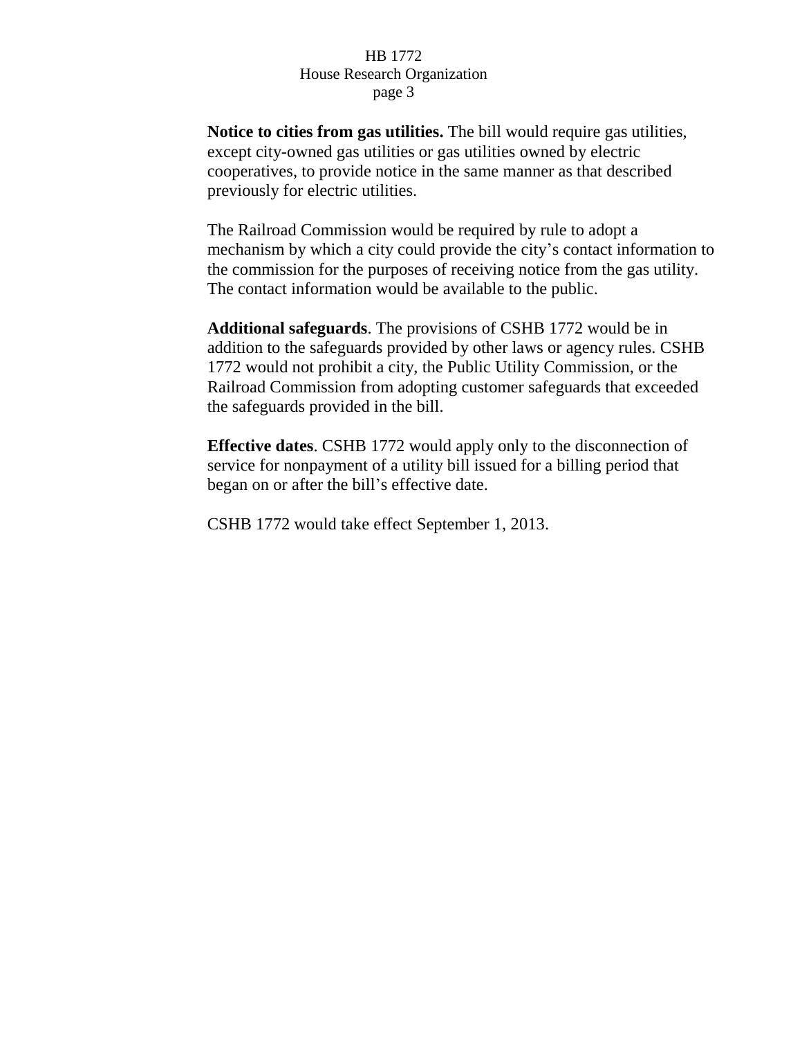**Notice to cities from gas utilities.** The bill would require gas utilities, except city-owned gas utilities or gas utilities owned by electric cooperatives, to provide notice in the same manner as that described previously for electric utilities.

The Railroad Commission would be required by rule to adopt a mechanism by which a city could provide the city's contact information to the commission for the purposes of receiving notice from the gas utility. The contact information would be available to the public.

**Additional safeguards**. The provisions of CSHB 1772 would be in addition to the safeguards provided by other laws or agency rules. CSHB 1772 would not prohibit a city, the Public Utility Commission, or the Railroad Commission from adopting customer safeguards that exceeded the safeguards provided in the bill.

**Effective dates**. CSHB 1772 would apply only to the disconnection of service for nonpayment of a utility bill issued for a billing period that began on or after the bill's effective date.

CSHB 1772 would take effect September 1, 2013.